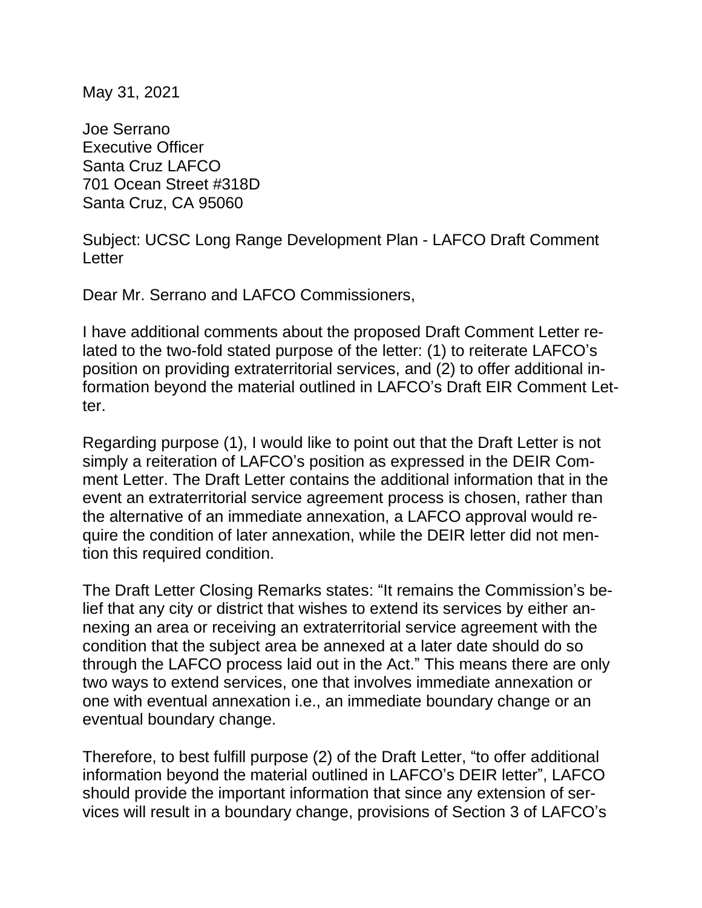May 31, 2021

Joe Serrano
Executive Officer
Santa Cruz LAFCO
701 Ocean Street #318D
Santa Cruz, CA 95060

Subject: UCSC Long Range Development Plan - LAFCO Draft Comment Letter

Dear Mr. Serrano and LAFCO Commissioners,

I have additional comments about the proposed Draft Comment Letter related to the two-fold stated purpose of the letter: (1) to reiterate LAFCO's position on providing extraterritorial services, and (2) to offer additional information beyond the material outlined in LAFCO's Draft EIR Comment Letter.

Regarding purpose (1), I would like to point out that the Draft Letter is not simply a reiteration of LAFCO's position as expressed in the DEIR Comment Letter. The Draft Letter contains the additional information that in the event an extraterritorial service agreement process is chosen, rather than the alternative of an immediate annexation, a LAFCO approval would require the condition of later annexation, while the DEIR letter did not mention this required condition.

The Draft Letter Closing Remarks states: "It remains the Commission's belief that any city or district that wishes to extend its services by either annexing an area or receiving an extraterritorial service agreement with the condition that the subject area be annexed at a later date should do so through the LAFCO process laid out in the Act." This means there are only two ways to extend services, one that involves immediate annexation or one with eventual annexation i.e., an immediate boundary change or an eventual boundary change.

Therefore, to best fulfill purpose (2) of the Draft Letter, "to offer additional information beyond the material outlined in LAFCO's DEIR letter", LAFCO should provide the important information that since any extension of services will result in a boundary change, provisions of Section 3 of LAFCO's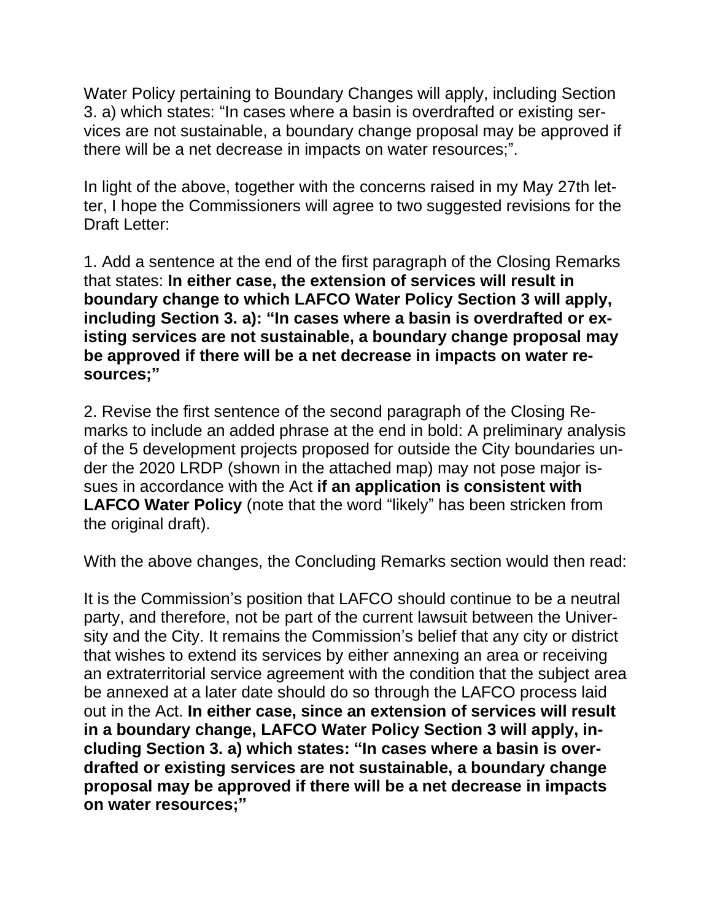Water Policy pertaining to Boundary Changes will apply, including Section 3. a) which states: "In cases where a basin is overdrafted or existing services are not sustainable, a boundary change proposal may be approved if there will be a net decrease in impacts on water resources;".

In light of the above, together with the concerns raised in my May 27th letter, I hope the Commissioners will agree to two suggested revisions for the Draft Letter:

1. Add a sentence at the end of the first paragraph of the Closing Remarks that states: **In either case, the extension of services will result in boundary change to which LAFCO Water Policy Section 3 will apply, including Section 3. a): "In cases where a basin is overdrafted or existing services are not sustainable, a boundary change proposal may be approved if there will be a net decrease in impacts on water resources;"**

2. Revise the first sentence of the second paragraph of the Closing Remarks to include an added phrase at the end in bold: A preliminary analysis of the 5 development projects proposed for outside the City boundaries under the 2020 LRDP (shown in the attached map) may not pose major issues in accordance with the Act **if an application is consistent with LAFCO Water Policy** (note that the word "likely" has been stricken from the original draft).

With the above changes, the Concluding Remarks section would then read:

It is the Commission's position that LAFCO should continue to be a neutral party, and therefore, not be part of the current lawsuit between the University and the City. It remains the Commission's belief that any city or district that wishes to extend its services by either annexing an area or receiving an extraterritorial service agreement with the condition that the subject area be annexed at a later date should do so through the LAFCO process laid out in the Act. **In either case, since an extension of services will result in a boundary change, LAFCO Water Policy Section 3 will apply, including Section 3. a) which states: "In cases where a basin is overdrafted or existing services are not sustainable, a boundary change proposal may be approved if there will be a net decrease in impacts on water resources;"**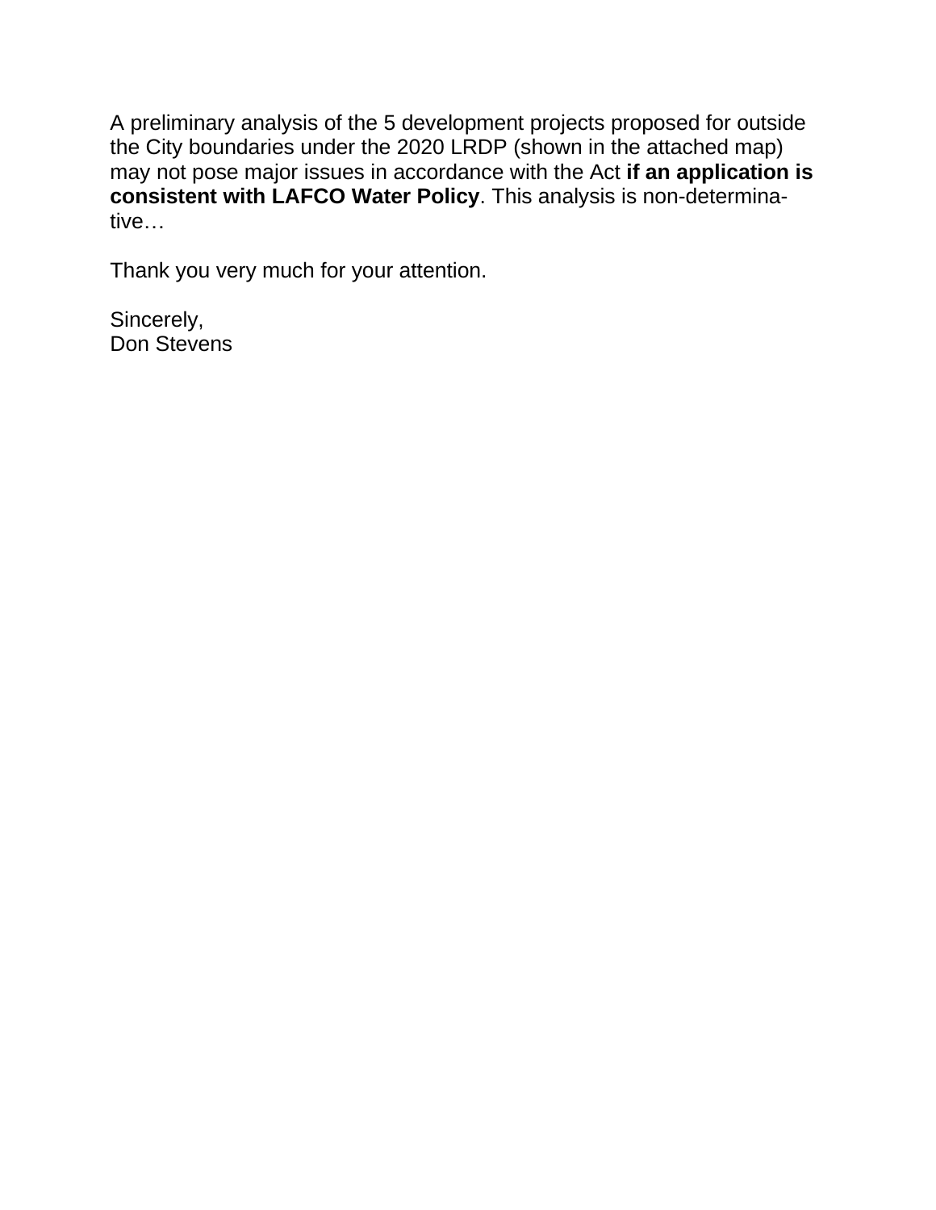A preliminary analysis of the 5 development projects proposed for outside the City boundaries under the 2020 LRDP (shown in the attached map) may not pose major issues in accordance with the Act **if an application is consistent with LAFCO Water Policy**. This analysis is non-determinative…

Thank you very much for your attention.

Sincerely,
Don Stevens